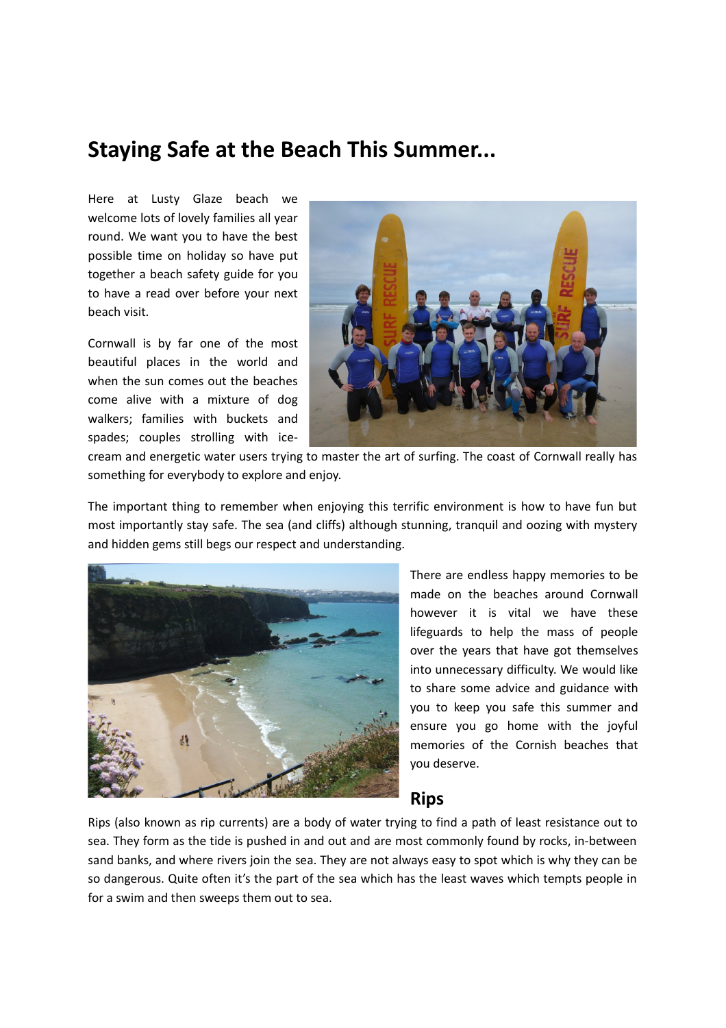# Staying Safe at the Beach This Summer...

Here at Lusty Glaze beach we welcome lots of lovely families all year round. We want you to have the best possible time on holiday so have put together a beach safety guide for you to have a read over before your next beach visit.

Cornwall is by far one of the most beautiful places in the world and when the sun comes out the beaches come alive with a mixture of dog walkers; families with buckets and spades; couples strolling with ice-cream and energetic water users trying to master the art of surfing. The coast of Cornwall really has something for everybody to explore and enjoy.

The important thing to remember when enjoying this terrific environment is how to have fun but most importantly stay safe. The sea (and cliffs) although stunning, tranquil and oozing with mystery and hidden gems still begs our respect and understanding.

There are endless happy memories to be made on the beaches around Cornwall however it is vital we have these lifeguards to help the mass of people over the years that have got themselves into unnecessary difficulty. We would like to share some advice and guidance with you to keep you safe this summer and ensure you go home with the joyful memories of the Cornish beaches that you deserve.

## Rips

Rips (also known as rip currents) are a body of water trying to find a path of least resistance out to sea. They form as the tide is pushed in and out and are most commonly found by rocks, in-between sand banks, and where rivers join the sea. They are not always easy to spot which is why they can be so dangerous. Quite often it's the part of the sea which has the least waves which tempts people in for a swim and then sweeps them out to sea.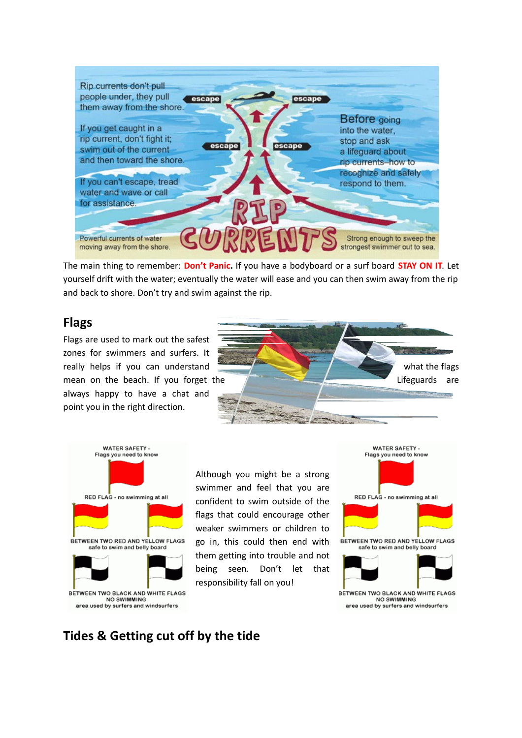The main thing to remember: **Don't Panic.** If you have a bodyboard or a surf board **STAY ON IT**. Let yourself drift with the water; eventually the water will ease and you can then swim away from the rip and back to shore. Don't try and swim against the rip.

## Flags

Flags are used to mark out the safest zones for swimmers and surfers. It really helps if you can understand what the flags mean on the beach. If you forget the Lifeguards are always happy to have a chat and point you in the right direction.

Although you might be a strong swimmer and feel that you are confident to swim outside of the flags that could encourage other weaker swimmers or children to go in, this could then end with them getting into trouble and not being seen. Don't let that responsibility fall on you!

## Tides & Getting cut off by the tide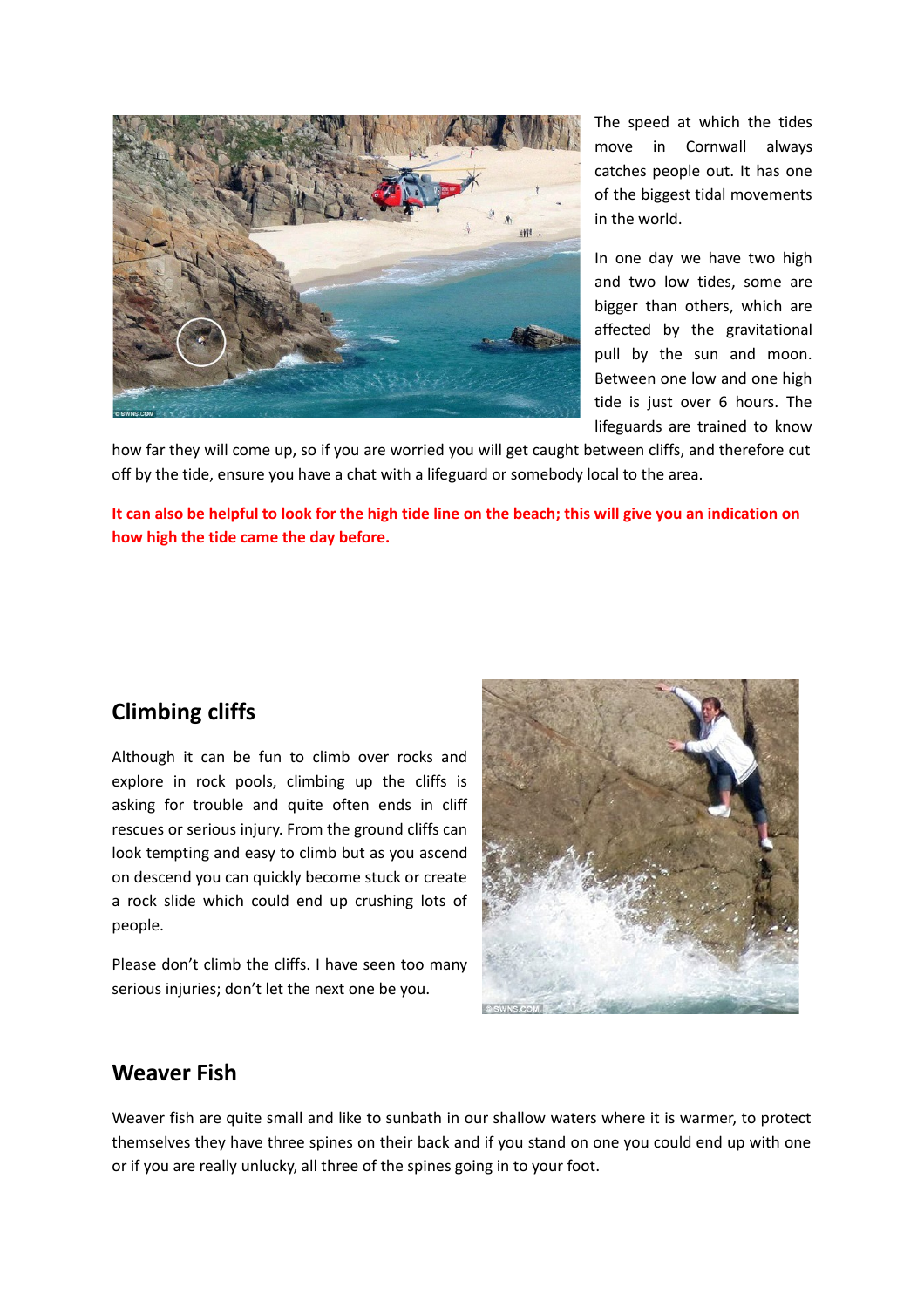The speed at which the tides move in Cornwall always catches people out. It has one of the biggest tidal movements in the world.

In one day we have two high and two low tides, some are bigger than others, which are affected by the gravitational pull by the sun and moon. Between one low and one high tide is just over 6 hours. The lifeguards are trained to know how far they will come up, so if you are worried you will get caught between cliffs, and therefore cut off by the tide, ensure you have a chat with a lifeguard or somebody local to the area.

**It can also be helpful to look for the high tide line on the beach; this will give you an indication on how high the tide came the day before.**

## Climbing cliffs

Although it can be fun to climb over rocks and explore in rock pools, climbing up the cliffs is asking for trouble and quite often ends in cliff rescues or serious injury. From the ground cliffs can look tempting and easy to climb but as you ascend on descend you can quickly become stuck or create a rock slide which could end up crushing lots of people.

Please don't climb the cliffs. I have seen too many serious injuries; don't let the next one be you.

## Weaver Fish

Weaver fish are quite small and like to sunbath in our shallow waters where it is warmer, to protect themselves they have three spines on their back and if you stand on one you could end up with one or if you are really unlucky, all three of the spines going in to your foot.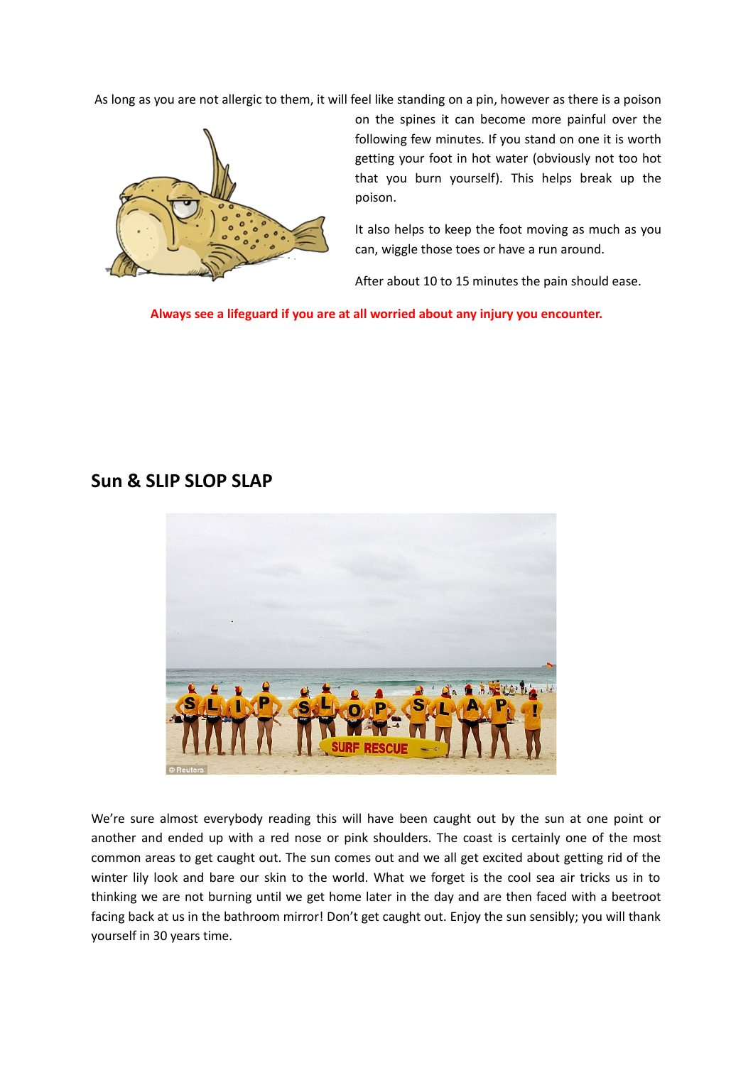As long as you are not allergic to them, it will feel like standing on a pin, however as there is a poison on the spines it can become more painful over the following few minutes. If you stand on one it is worth getting your foot in hot water (obviously not too hot that you burn yourself). This helps break up the poison.

It also helps to keep the foot moving as much as you can, wiggle those toes or have a run around.

After about 10 to 15 minutes the pain should ease.

**Always see a lifeguard if you are at all worried about any injury you encounter.**

## Sun & SLIP SLOP SLAP

We're sure almost everybody reading this will have been caught out by the sun at one point or another and ended up with a red nose or pink shoulders. The coast is certainly one of the most common areas to get caught out. The sun comes out and we all get excited about getting rid of the winter lily look and bare our skin to the world. What we forget is the cool sea air tricks us in to thinking we are not burning until we get home later in the day and are then faced with a beetroot facing back at us in the bathroom mirror! Don't get caught out. Enjoy the sun sensibly; you will thank yourself in 30 years time.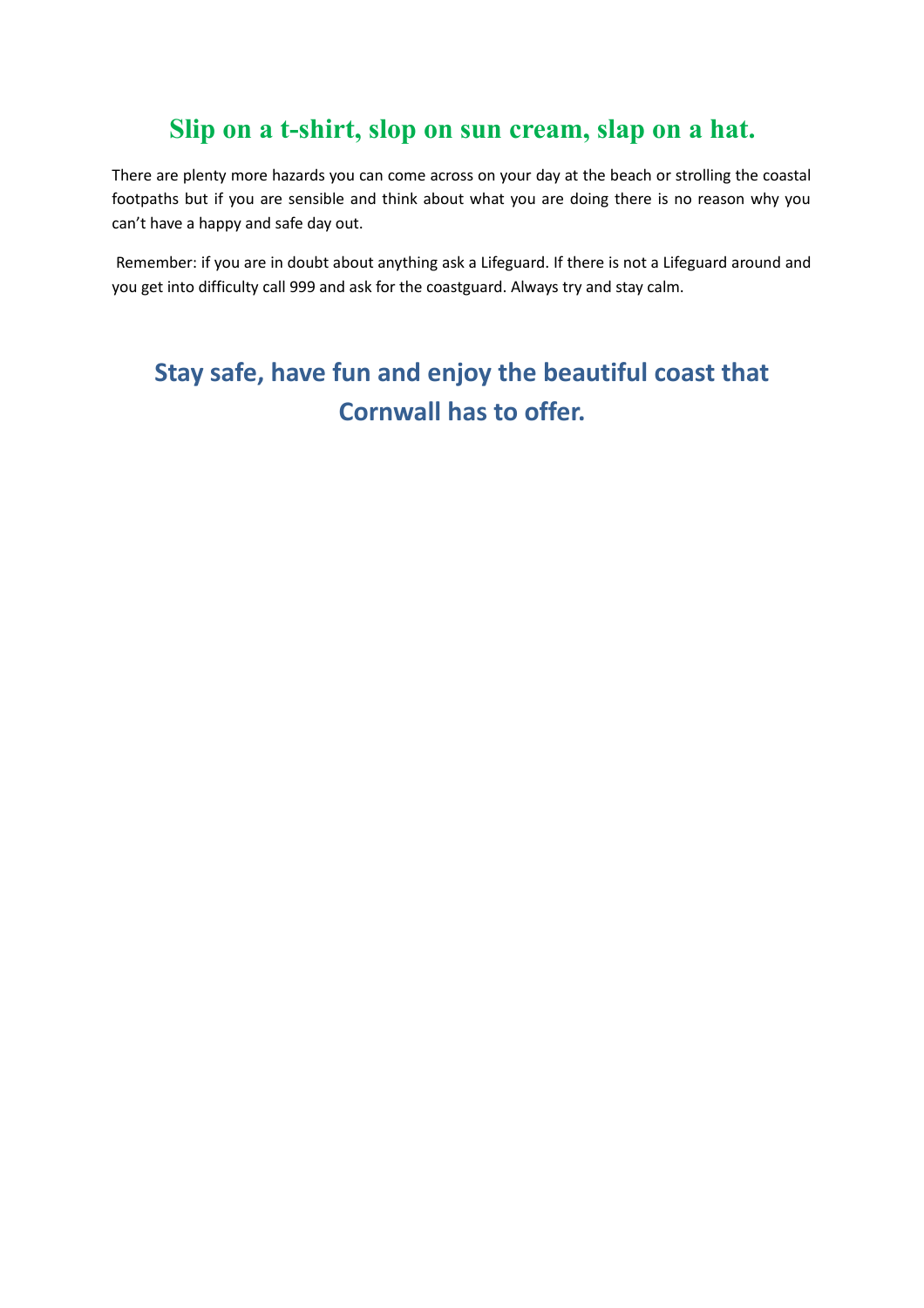## Slip on a t-shirt, slop on sun cream, slap on a hat.

There are plenty more hazards you can come across on your day at the beach or strolling the coastal footpaths but if you are sensible and think about what you are doing there is no reason why you can't have a happy and safe day out.

Remember: if you are in doubt about anything ask a Lifeguard. If there is not a Lifeguard around and you get into difficulty call 999 and ask for the coastguard. Always try and stay calm.

## Stay safe, have fun and enjoy the beautiful coast that Cornwall has to offer.